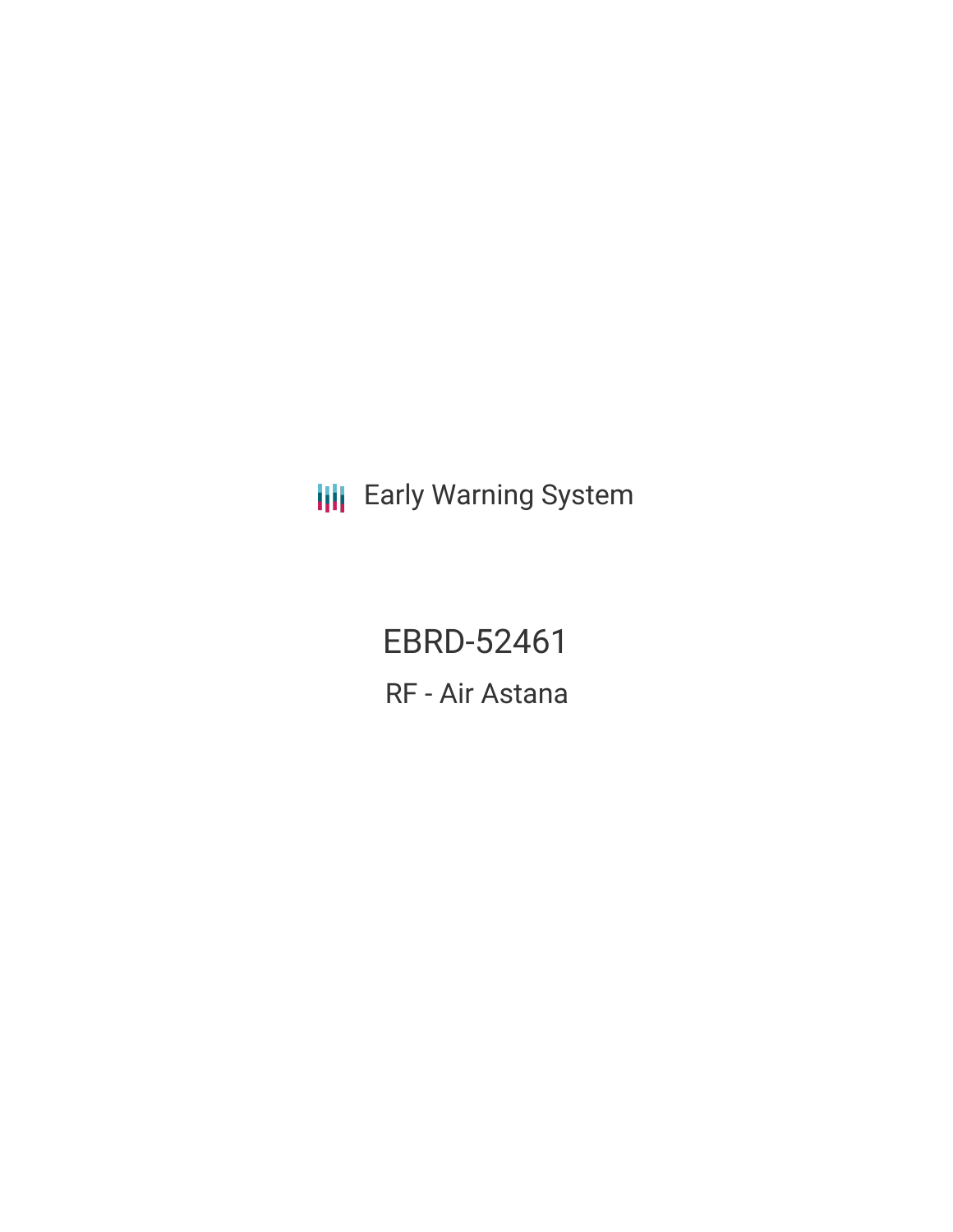Early Warning System

# EBRD-52461

## RF - Air Astana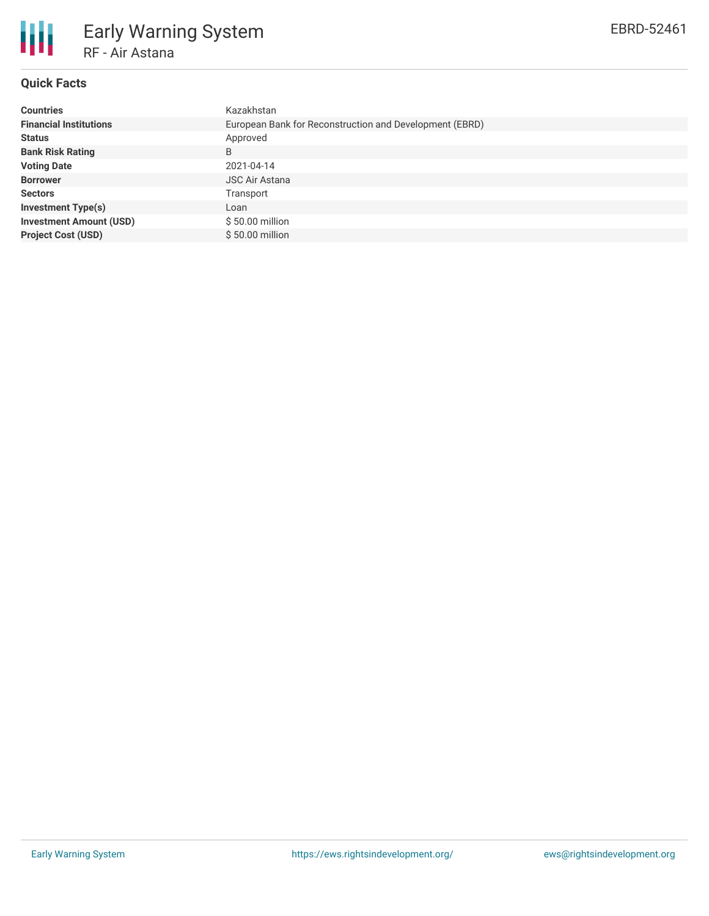# Early Warning System

## RF - Air Astana

EBRD-52461

### Quick Facts

| | |
|---|---|
| **Countries** | Kazakhstan |
| **Financial Institutions** | European Bank for Reconstruction and Development (EBRD) |
| **Status** | Approved |
| **Bank Risk Rating** | B |
| **Voting Date** | 2021-04-14 |
| **Borrower** | JSC Air Astana |
| **Sectors** | Transport |
| **Investment Type(s)** | Loan |
| **Investment Amount (USD)** | $ 50.00 million |
| **Project Cost (USD)** | $ 50.00 million |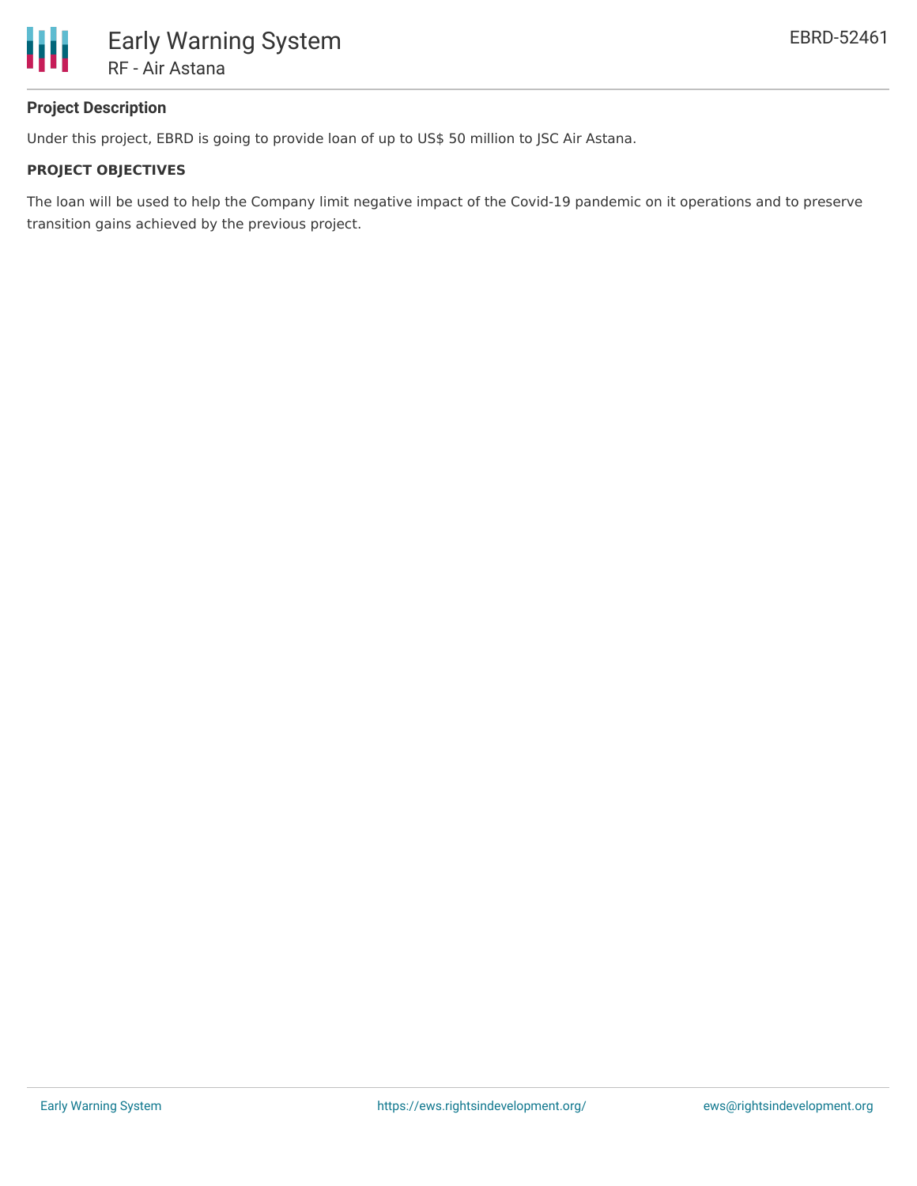### Project Description

Under this project, EBRD is going to provide loan of up to US$ 50 million to JSC Air Astana.

#### PROJECT OBJECTIVES

The loan will be used to help the Company limit negative impact of the Covid-19 pandemic on it operations and to preserve transition gains achieved by the previous project.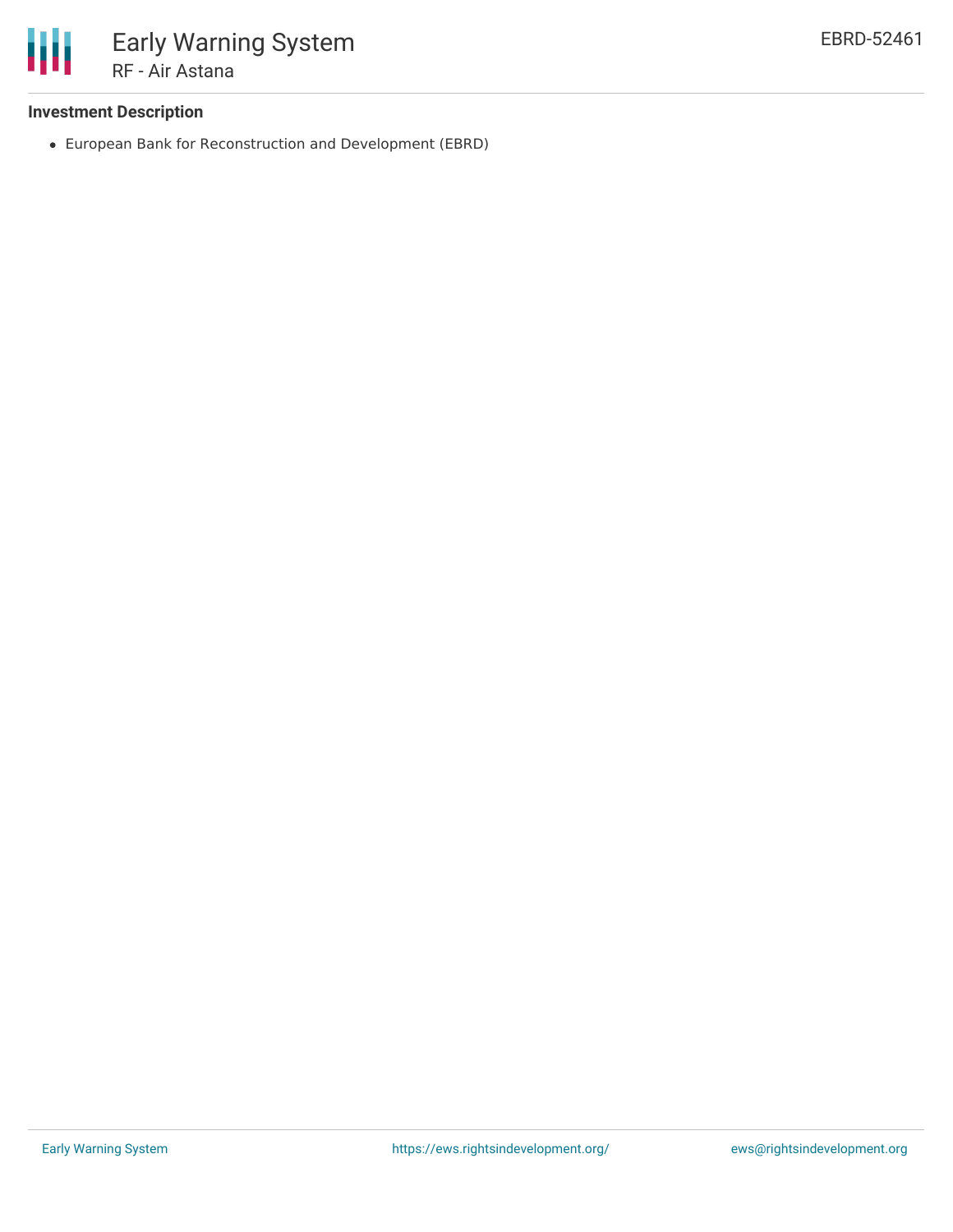### Investment Description

- European Bank for Reconstruction and Development (EBRD)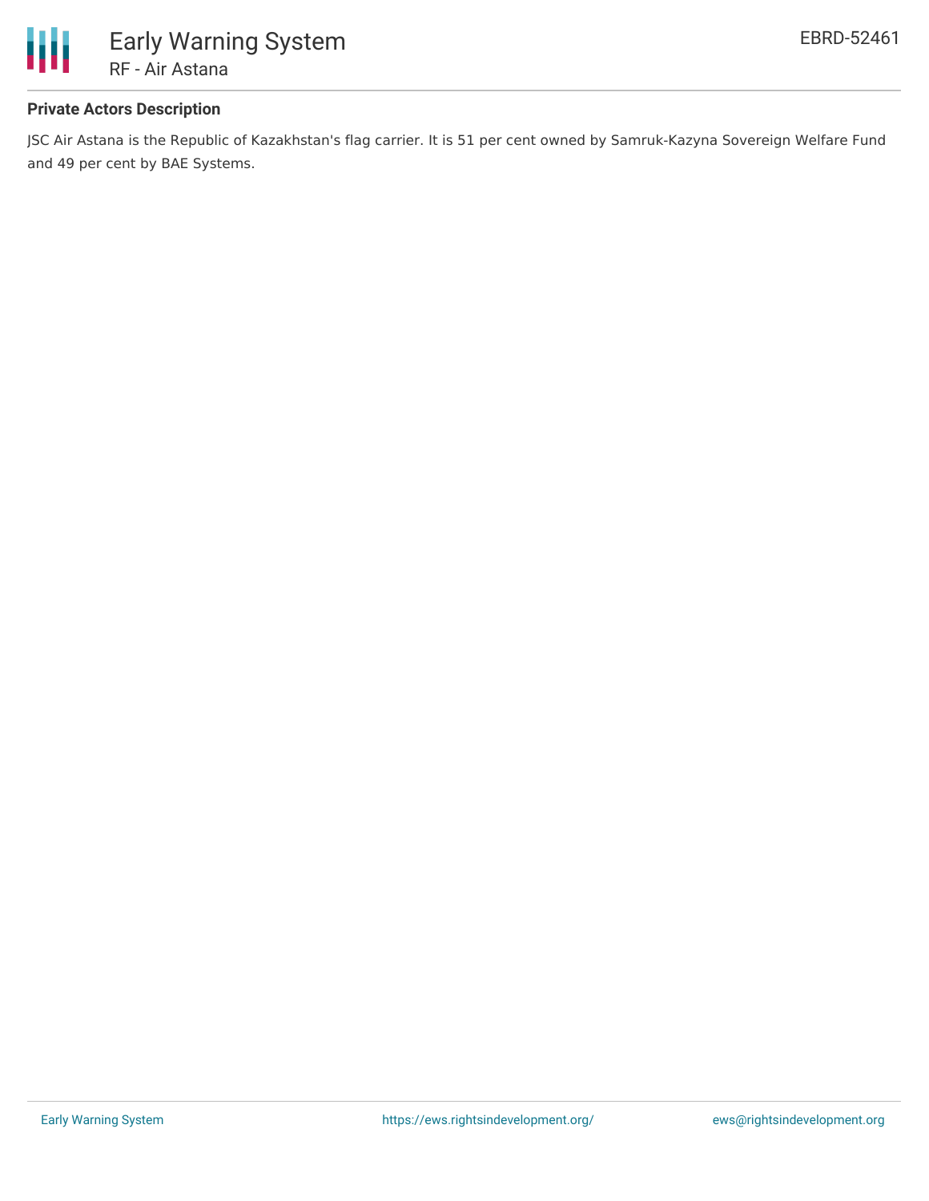**Private Actors Description**

JSC Air Astana is the Republic of Kazakhstan's flag carrier. It is 51 per cent owned by Samruk-Kazyna Sovereign Welfare Fund and 49 per cent by BAE Systems.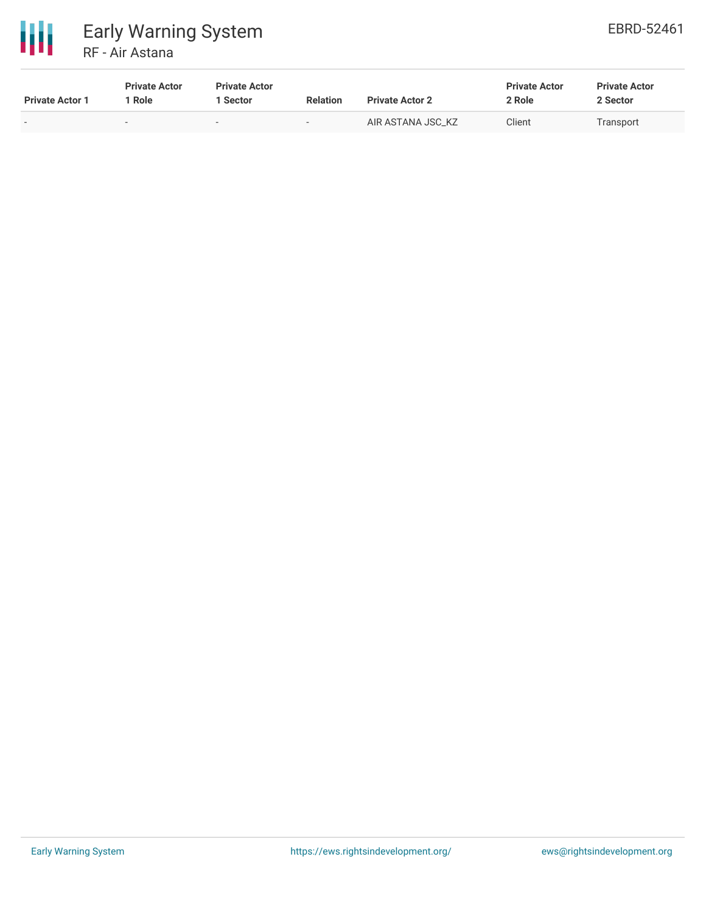| Private Actor 1 | Private Actor 1 Role | Private Actor 1 Sector | Relation | Private Actor 2 | Private Actor 2 Role | Private Actor 2 Sector |
|---|---|---|---|---|---|---|
| - | - | - | - | AIR ASTANA JSC_KZ | Client | Transport |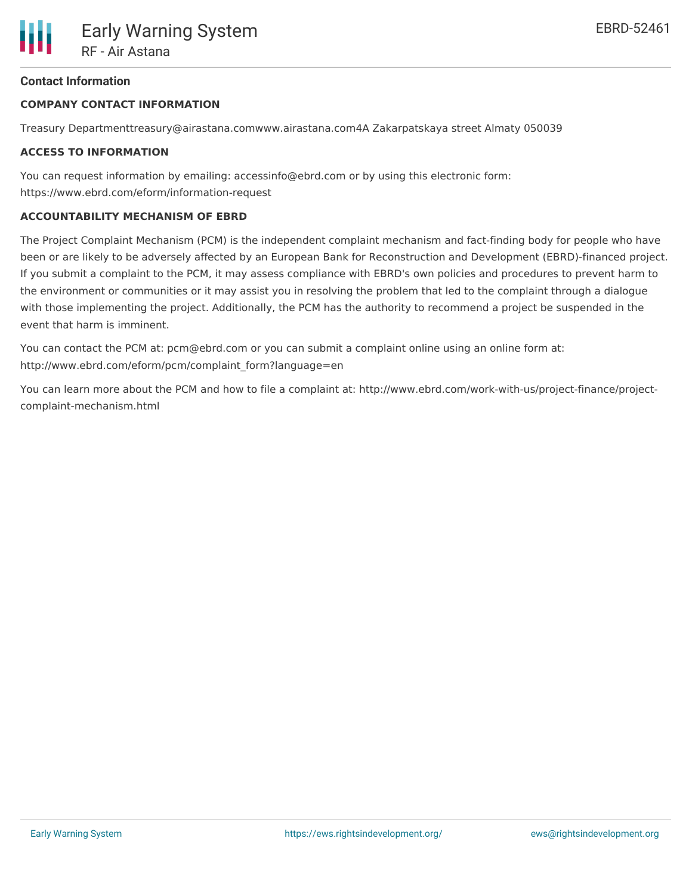## Contact Information

### COMPANY CONTACT INFORMATION

Treasury Departmenttreasury@airastana.comwww.airastana.com4A Zakarpatskaya street Almaty 050039

### ACCESS TO INFORMATION

You can request information by emailing: accessinfo@ebrd.com or by using this electronic form: https://www.ebrd.com/eform/information-request

### ACCOUNTABILITY MECHANISM OF EBRD

The Project Complaint Mechanism (PCM) is the independent complaint mechanism and fact-finding body for people who have been or are likely to be adversely affected by an European Bank for Reconstruction and Development (EBRD)-financed project. If you submit a complaint to the PCM, it may assess compliance with EBRD's own policies and procedures to prevent harm to the environment or communities or it may assist you in resolving the problem that led to the complaint through a dialogue with those implementing the project. Additionally, the PCM has the authority to recommend a project be suspended in the event that harm is imminent.

You can contact the PCM at: pcm@ebrd.com or you can submit a complaint online using an online form at: http://www.ebrd.com/eform/pcm/complaint_form?language=en

You can learn more about the PCM and how to file a complaint at: http://www.ebrd.com/work-with-us/project-finance/project-complaint-mechanism.html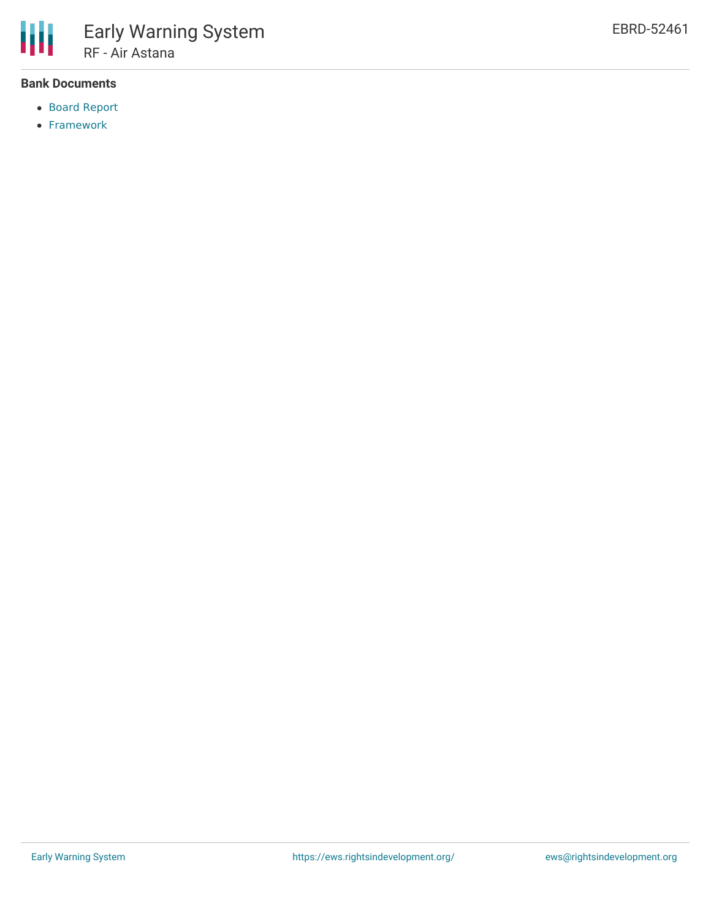**Bank Documents**

- Board Report
- Framework